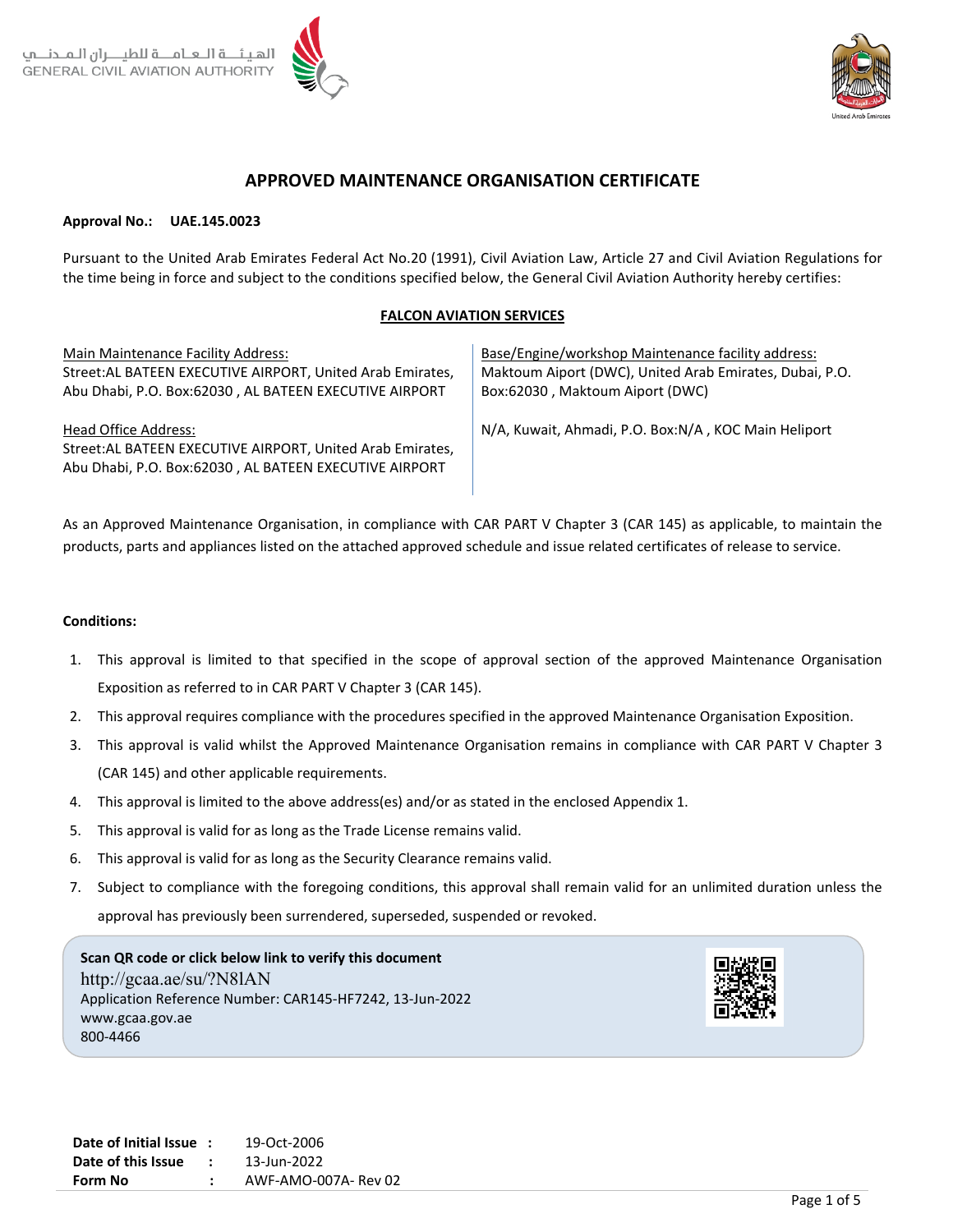الهيئــة الـعـامـــة للطيـــران الـمـدنـــي
GENERAL CIVIL AVIATION AUTHORITY

United Arab Emirates

# APPROVED MAINTENANCE ORGANISATION CERTIFICATE

**Approval No.: UAE.145.0023**

Pursuant to the United Arab Emirates Federal Act No.20 (1991), Civil Aviation Law, Article 27 and Civil Aviation Regulations for the time being in force and subject to the conditions specified below, the General Civil Aviation Authority hereby certifies:

**FALCON AVIATION SERVICES**

| Main Maintenance Facility Address: | Base/Engine/workshop Maintenance facility address: |
| --- | --- |
| Street:AL BATEEN EXECUTIVE AIRPORT, United Arab Emirates, Abu Dhabi, P.O. Box:62030 , AL BATEEN EXECUTIVE AIRPORT | Maktoum Aiport (DWC), United Arab Emirates, Dubai, P.O. Box:62030 , Maktoum Aiport (DWC) |
| Head Office Address: Street:AL BATEEN EXECUTIVE AIRPORT, United Arab Emirates, Abu Dhabi, P.O. Box:62030 , AL BATEEN EXECUTIVE AIRPORT | N/A, Kuwait, Ahmadi, P.O. Box:N/A , KOC Main Heliport |

As an Approved Maintenance Organisation, in compliance with CAR PART V Chapter 3 (CAR 145) as applicable, to maintain the products, parts and appliances listed on the attached approved schedule and issue related certificates of release to service.

**Conditions:**

1. This approval is limited to that specified in the scope of approval section of the approved Maintenance Organisation Exposition as referred to in CAR PART V Chapter 3 (CAR 145).
2. This approval requires compliance with the procedures specified in the approved Maintenance Organisation Exposition.
3. This approval is valid whilst the Approved Maintenance Organisation remains in compliance with CAR PART V Chapter 3 (CAR 145) and other applicable requirements.
4. This approval is limited to the above address(es) and/or as stated in the enclosed Appendix 1.
5. This approval is valid for as long as the Trade License remains valid.
6. This approval is valid for as long as the Security Clearance remains valid.
7. Subject to compliance with the foregoing conditions, this approval shall remain valid for an unlimited duration unless the approval has previously been surrendered, superseded, suspended or revoked.

**Scan QR code or click below link to verify this document**
http://gcaa.ae/su/?N8lAN
Application Reference Number: CAR145-HF7242, 13-Jun-2022
www.gcaa.gov.ae
800-4466

| | | |
| --- | --- | --- |
| **Date of Initial Issue** | : | 19-Oct-2006 |
| **Date of this Issue** | : | 13-Jun-2022 |
| **Form No** | : | AWF-AMO-007A- Rev 02 |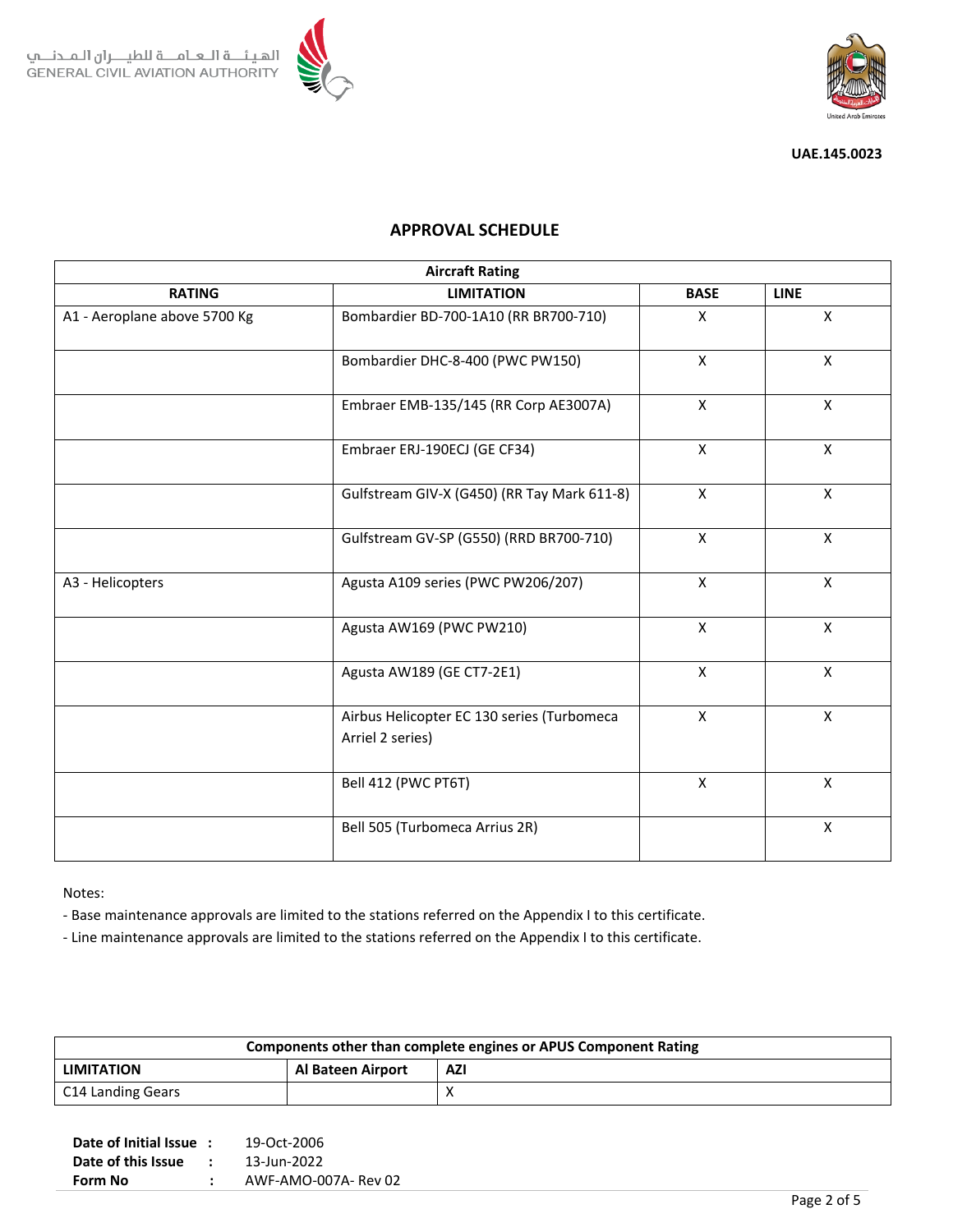الهيئة العامة للطيران المدني
GENERAL CIVIL AVIATION AUTHORITY

UAE.145.0023

## APPROVAL SCHEDULE

| Aircraft Rating | | | |
|---|---|---|---|
| **RATING** | **LIMITATION** | **BASE** | **LINE** |
| A1 - Aeroplane above 5700 Kg | Bombardier BD-700-1A10 (RR BR700-710) | X | X |
| | Bombardier DHC-8-400 (PWC PW150) | X | X |
| | Embraer EMB-135/145 (RR Corp AE3007A) | X | X |
| | Embraer ERJ-190ECJ (GE CF34) | X | X |
| | Gulfstream GIV-X (G450) (RR Tay Mark 611-8) | X | X |
| | Gulfstream GV-SP (G550) (RRD BR700-710) | X | X |
| A3 - Helicopters | Agusta A109 series (PWC PW206/207) | X | X |
| | Agusta AW169 (PWC PW210) | X | X |
| | Agusta AW189 (GE CT7-2E1) | X | X |
| | Airbus Helicopter EC 130 series (Turbomeca Arriel 2 series) | X | X |
| | Bell 412 (PWC PT6T) | X | X |
| | Bell 505 (Turbomeca Arrius 2R) | | X |

Notes:

- Base maintenance approvals are limited to the stations referred on the Appendix I to this certificate.
- Line maintenance approvals are limited to the stations referred on the Appendix I to this certificate.

| Components other than complete engines or APUS Component Rating | | |
|---|---|---|
| **LIMITATION** | **Al Bateen Airport** | **AZI** |
| C14 Landing Gears | | X |

**Date of Initial Issue :** 19-Oct-2006
**Date of this Issue :** 13-Jun-2022
**Form No :** AWF-AMO-007A- Rev 02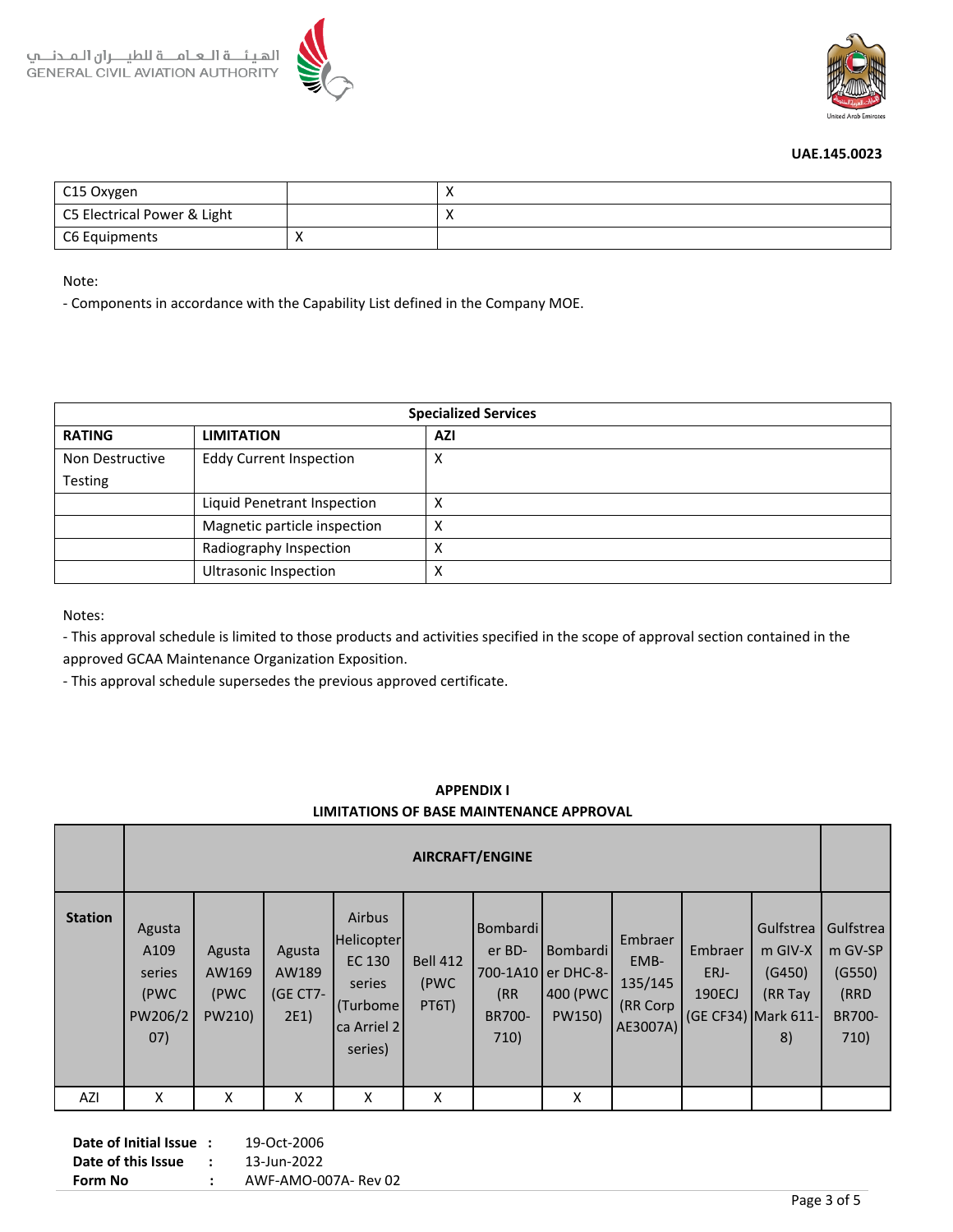UAE.145.0023

| C15 Oxygen | | X |
|---|---|---|
| C5 Electrical Power & Light | | X |
| C6 Equipments | X | |

Note:

- Components in accordance with the Capability List defined in the Company MOE.

| Specialized Services | | |
|---|---|---|
| **RATING** | **LIMITATION** | **AZI** |
| Non Destructive Testing | Eddy Current Inspection | X |
| | Liquid Penetrant Inspection | X |
| | Magnetic particle inspection | X |
| | Radiography Inspection | X |
| | Ultrasonic Inspection | X |

Notes:

- This approval schedule is limited to those products and activities specified in the scope of approval section contained in the approved GCAA Maintenance Organization Exposition.
- This approval schedule supersedes the previous approved certificate.

**APPENDIX I**
**LIMITATIONS OF BASE MAINTENANCE APPROVAL**

| | **AIRCRAFT/ENGINE** | | | | | | | | | | |
|---|---|---|---|---|---|---|---|---|---|---|---|
| **Station** | Agusta A109 series (PWC PW206/207) | Agusta AW169 (PWC PW210) | Agusta AW189 (GE CT7-2E1) | Airbus Helicopter EC 130 series (Turbomeca Arriel 2 series) | Bell 412 (PWC PT6T) | Bombardier BD-700-1A10 (RR BR700-710) | Bombardier DHC-8-400 (PWC PW150) | Embraer EMB-135/145 (RR Corp AE3007A) | Embraer ERJ-190ECJ (GE CF34) | Gulfstream GIV-X (G450) (RR Tay Mark 611-8) | Gulfstream GV-SP (G550) (RRD BR700-710) |
| AZI | X | X | X | X | X | | X | | | | |

**Date of Initial Issue** : 19-Oct-2006
**Date of this Issue** : 13-Jun-2022
**Form No** : AWF-AMO-007A- Rev 02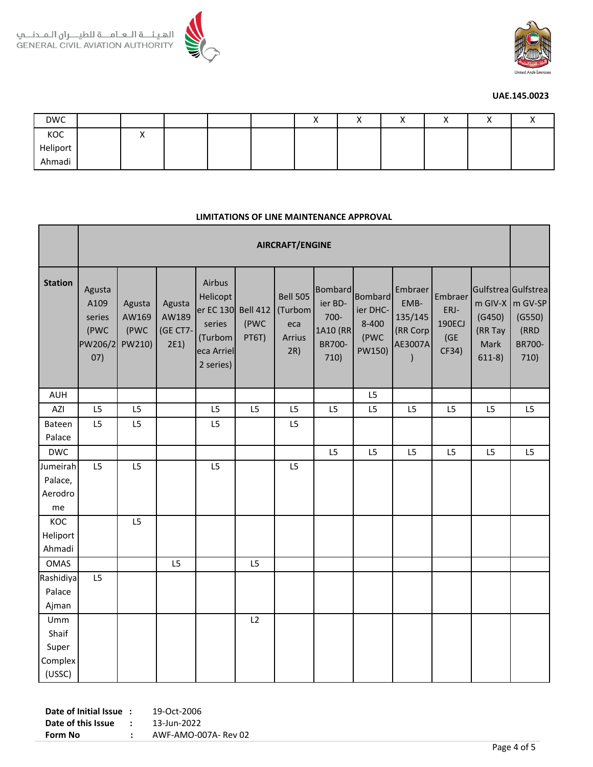| DWC | | | | | | X | X | X | X | X | X |
|---|---|---|---|---|---|---|---|---|---|---|---|
| KOC Heliport Ahmadi | | X | | | | | | | | | |

**LIMITATIONS OF LINE MAINTENANCE APPROVAL**

| | **AIRCRAFT/ENGINE** | | | | | | | | | | | |
|---|---|---|---|---|---|---|---|---|---|---|---|---|
| **Station** | Agusta A109 series (PWC PW206/207) | Agusta AW169 (PWC PW210) | Agusta AW189 (GE CT7-2E1) | Airbus Helicopter EC 130 series (Turbomeca Arriel 2 series) | Bell 412 (PWC PT6T) | Bell 505 (Turbomeca Arrius 2R) | Bombardier BD-700-1A10 (RR BR700-710) | Bombardier DHC-8-400 (PWC PW150) | Embraer EMB-135/145 (RR Corp AE3007A) | Embraer ERJ-190ECJ (GE CF34) | Gulfstream GIV-X (G450) (RR Tay Mark 611-8) | Gulfstream GV-SP (G550) (RRD BR700-710) |
| AUH | | | | | | | | L5 | | | | |
| AZI | L5 | L5 | | L5 | L5 | L5 | L5 | L5 | L5 | L5 | L5 | L5 |
| Bateen Palace | L5 | L5 | | L5 | | L5 | | | | | | |
| DWC | | | | | | | L5 | L5 | L5 | L5 | L5 | L5 |
| Jumeirah Palace, Aerodrome | L5 | L5 | | L5 | | L5 | | | | | | |
| KOC Heliport Ahmadi | | L5 | | | | | | | | | | |
| OMAS | | | L5 | | L5 | | | | | | | |
| Rashidiya Palace Ajman | L5 | | | | | | | | | | | |
| Umm Shaif Super Complex (USSC) | | | | | L2 | | | | | | | |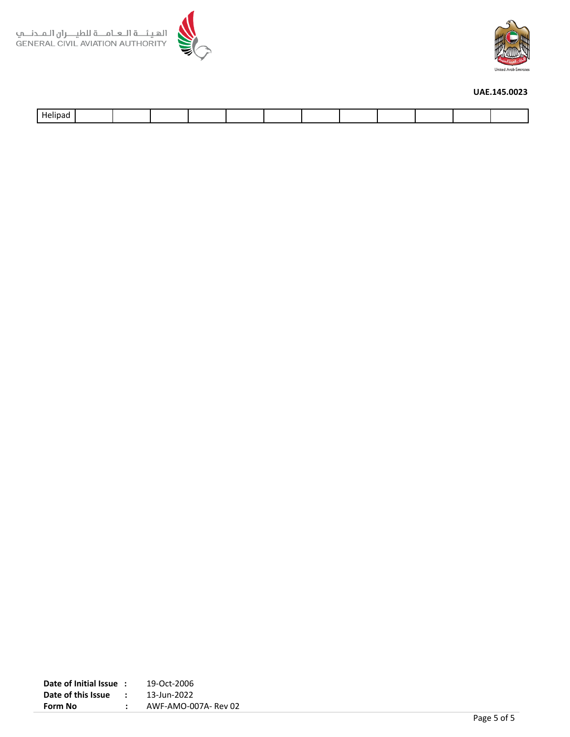| | | | | | | | | | | | | |
|---|---|---|---|---|---|---|---|---|---|---|---|---|
| Helipad | | | | | | | | | | | | |